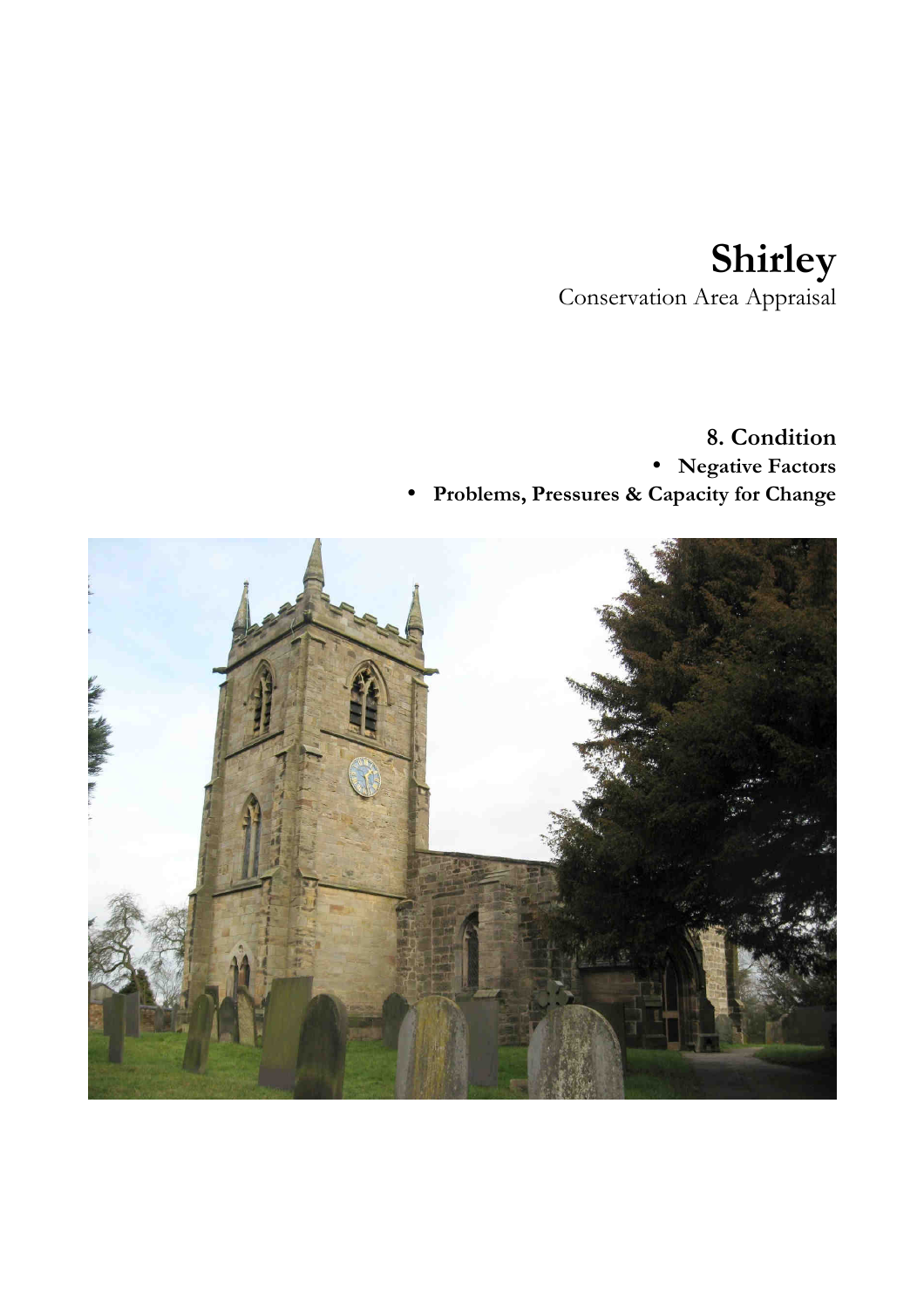# Shirley

Conservation Area Appraisal

## 8. Condition

- **Negative Factors**
- **Problems, Pressures & Capacity for Change**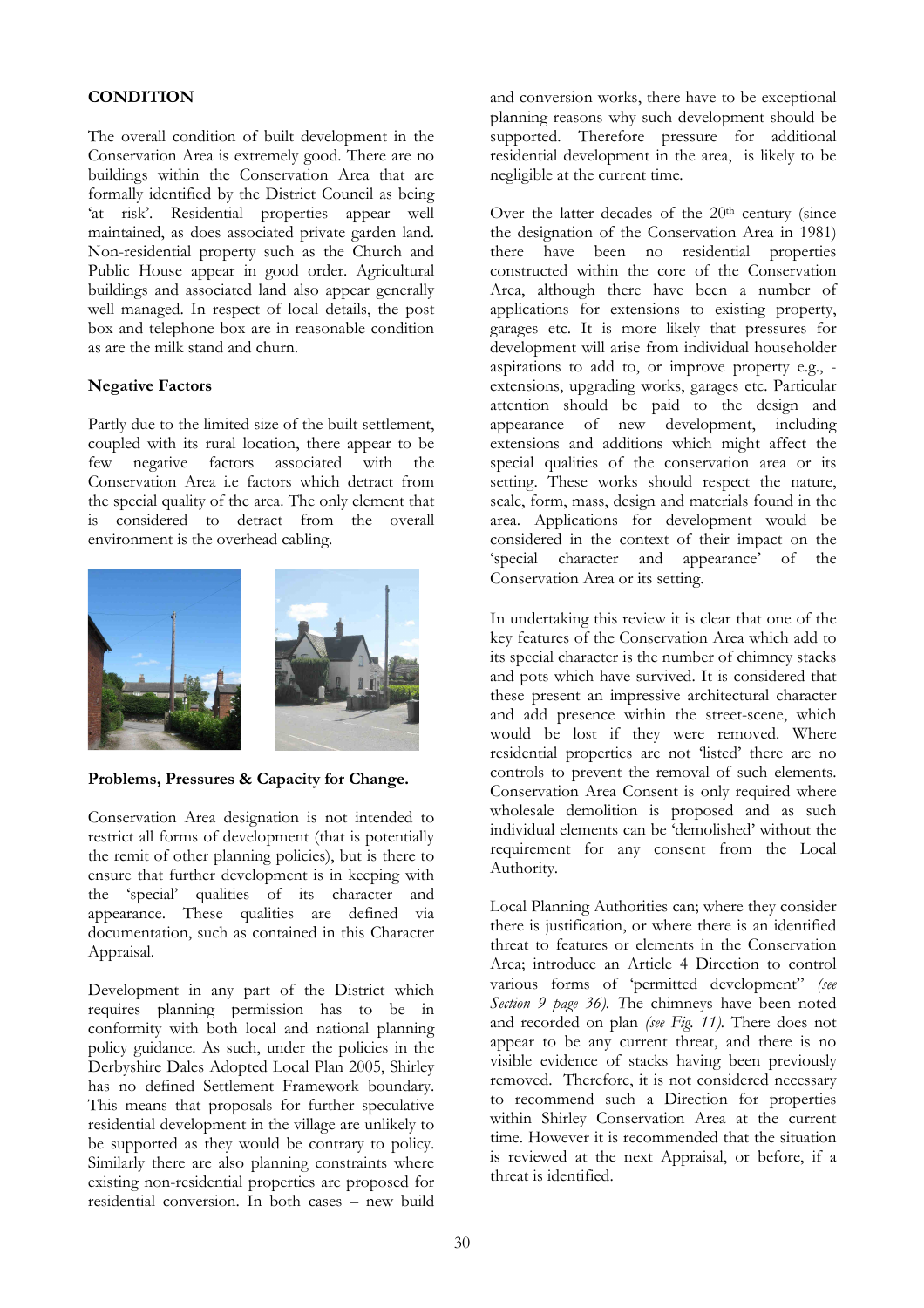**CONDITION**

The overall condition of built development in the Conservation Area is extremely good. There are no buildings within the Conservation Area that are formally identified by the District Council as being 'at risk'. Residential properties appear well maintained, as does associated private garden land. Non-residential property such as the Church and Public House appear in good order. Agricultural buildings and associated land also appear generally well managed. In respect of local details, the post box and telephone box are in reasonable condition as are the milk stand and churn.

**Negative Factors**

Partly due to the limited size of the built settlement, coupled with its rural location, there appear to be few negative factors associated with the Conservation Area i.e factors which detract from the special quality of the area. The only element that is considered to detract from the overall environment is the overhead cabling.

**Problems, Pressures & Capacity for Change.**

Conservation Area designation is not intended to restrict all forms of development (that is potentially the remit of other planning policies), but is there to ensure that further development is in keeping with the 'special' qualities of its character and appearance. These qualities are defined via documentation, such as contained in this Character Appraisal.

Development in any part of the District which requires planning permission has to be in conformity with both local and national planning policy guidance. As such, under the policies in the Derbyshire Dales Adopted Local Plan 2005, Shirley has no defined Settlement Framework boundary. This means that proposals for further speculative residential development in the village are unlikely to be supported as they would be contrary to policy. Similarly there are also planning constraints where existing non-residential properties are proposed for residential conversion. In both cases – new build and conversion works, there have to be exceptional planning reasons why such development should be supported. Therefore pressure for additional residential development in the area, is likely to be negligible at the current time.

Over the latter decades of the 20th century (since the designation of the Conservation Area in 1981) there have been no residential properties constructed within the core of the Conservation Area, although there have been a number of applications for extensions to existing property, garages etc. It is more likely that pressures for development will arise from individual householder aspirations to add to, or improve property e.g., - extensions, upgrading works, garages etc. Particular attention should be paid to the design and appearance of new development, including extensions and additions which might affect the special qualities of the conservation area or its setting. These works should respect the nature, scale, form, mass, design and materials found in the area. Applications for development would be considered in the context of their impact on the 'special character and appearance' of the Conservation Area or its setting.

In undertaking this review it is clear that one of the key features of the Conservation Area which add to its special character is the number of chimney stacks and pots which have survived. It is considered that these present an impressive architectural character and add presence within the street-scene, which would be lost if they were removed. Where residential properties are not 'listed' there are no controls to prevent the removal of such elements. Conservation Area Consent is only required where wholesale demolition is proposed and as such individual elements can be 'demolished' without the requirement for any consent from the Local Authority.

Local Planning Authorities can; where they consider there is justification, or where there is an identified threat to features or elements in the Conservation Area; introduce an Article 4 Direction to control various forms of 'permitted development" *(see Section 9 page 36)*. The chimneys have been noted and recorded on plan *(see Fig. 11)*. There does not appear to be any current threat, and there is no visible evidence of stacks having been previously removed. Therefore, it is not considered necessary to recommend such a Direction for properties within Shirley Conservation Area at the current time. However it is recommended that the situation is reviewed at the next Appraisal, or before, if a threat is identified.